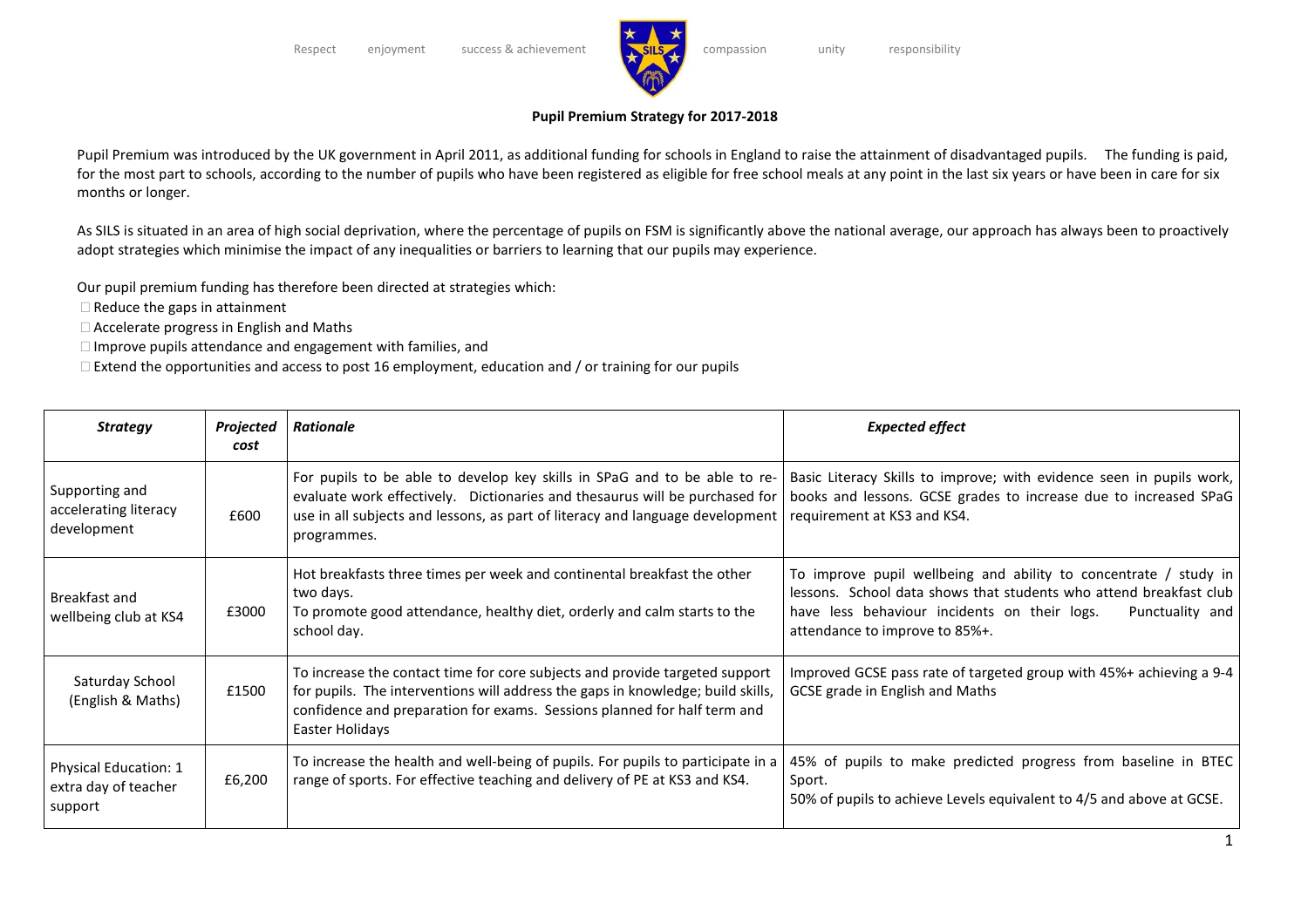Respect enjoyment success & achievement compassion unity responsibility

**Pupil Premium Strategy for 2017-2018**

Pupil Premium was introduced by the UK government in April 2011, as additional funding for schools in England to raise the attainment of disadvantaged pupils. The funding is paid, for the most part to schools, according to the number of pupils who have been registered as eligible for free school meals at any point in the last six years or have been in care for six months or longer.

As SILS is situated in an area of high social deprivation, where the percentage of pupils on FSM is significantly above the national average, our approach has always been to proactively adopt strategies which minimise the impact of any inequalities or barriers to learning that our pupils may experience.

Our pupil premium funding has therefore been directed at strategies which:

- Reduce the gaps in attainment
- Accelerate progress in English and Maths
- Improve pupils attendance and engagement with families, and
- Extend the opportunities and access to post 16 employment, education and / or training for our pupils

| ***Strategy*** | ***Projected cost*** | ***Rationale*** | ***Expected effect*** |
|---|---|---|---|
| Supporting and accelerating literacy development | £600 | For pupils to be able to develop key skills in SPaG and to be able to re-evaluate work effectively. Dictionaries and thesaurus will be purchased for use in all subjects and lessons, as part of literacy and language development programmes. | Basic Literacy Skills to improve; with evidence seen in pupils work, books and lessons. GCSE grades to increase due to increased SPaG requirement at KS3 and KS4. |
| Breakfast and wellbeing club at KS4 | £3000 | Hot breakfasts three times per week and continental breakfast the other two days.<br>To promote good attendance, healthy diet, orderly and calm starts to the school day. | To improve pupil wellbeing and ability to concentrate / study in lessons. School data shows that students who attend breakfast club have less behaviour incidents on their logs. Punctuality and attendance to improve to 85%+. |
| Saturday School (English & Maths) | £1500 | To increase the contact time for core subjects and provide targeted support for pupils. The interventions will address the gaps in knowledge; build skills, confidence and preparation for exams. Sessions planned for half term and Easter Holidays | Improved GCSE pass rate of targeted group with 45%+ achieving a 9-4 GCSE grade in English and Maths |
| Physical Education: 1 extra day of teacher support | £6,200 | To increase the health and well-being of pupils. For pupils to participate in a range of sports. For effective teaching and delivery of PE at KS3 and KS4. | 45% of pupils to make predicted progress from baseline in BTEC Sport.<br>50% of pupils to achieve Levels equivalent to 4/5 and above at GCSE. |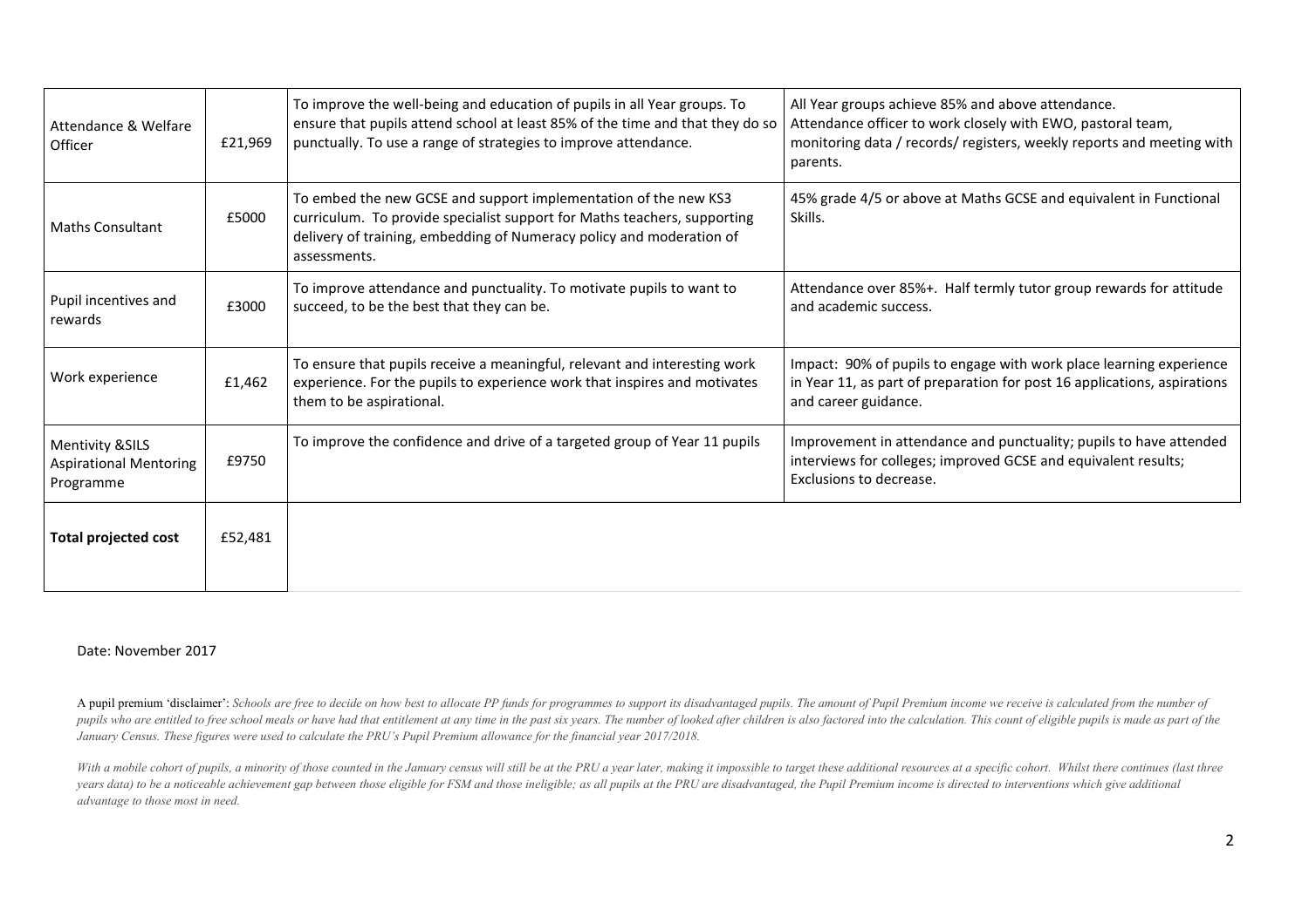| | | | |
|---|---|---|---|
| Attendance & Welfare Officer | £21,969 | To improve the well-being and education of pupils in all Year groups. To ensure that pupils attend school at least 85% of the time and that they do so punctually. To use a range of strategies to improve attendance. | All Year groups achieve 85% and above attendance. Attendance officer to work closely with EWO, pastoral team, monitoring data / records/ registers, weekly reports and meeting with parents. |
| Maths Consultant | £5000 | To embed the new GCSE and support implementation of the new KS3 curriculum. To provide specialist support for Maths teachers, supporting delivery of training, embedding of Numeracy policy and moderation of assessments. | 45% grade 4/5 or above at Maths GCSE and equivalent in Functional Skills. |
| Pupil incentives and rewards | £3000 | To improve attendance and punctuality. To motivate pupils to want to succeed, to be the best that they can be. | Attendance over 85%+. Half termly tutor group rewards for attitude and academic success. |
| Work experience | £1,462 | To ensure that pupils receive a meaningful, relevant and interesting work experience. For the pupils to experience work that inspires and motivates them to be aspirational. | Impact: 90% of pupils to engage with work place learning experience in Year 11, as part of preparation for post 16 applications, aspirations and career guidance. |
| Mentivity &SILS Aspirational Mentoring Programme | £9750 | To improve the confidence and drive of a targeted group of Year 11 pupils | Improvement in attendance and punctuality; pupils to have attended interviews for colleges; improved GCSE and equivalent results; Exclusions to decrease. |
| **Total projected cost** | £52,481 | | |

Date: November 2017

A pupil premium 'disclaimer': *Schools are free to decide on how best to allocate PP funds for programmes to support its disadvantaged pupils. The amount of Pupil Premium income we receive is calculated from the number of pupils who are entitled to free school meals or have had that entitlement at any time in the past six years. The number of looked after children is also factored into the calculation. This count of eligible pupils is made as part of the January Census. These figures were used to calculate the PRU's Pupil Premium allowance for the financial year 2017/2018.*

*With a mobile cohort of pupils, a minority of those counted in the January census will still be at the PRU a year later, making it impossible to target these additional resources at a specific cohort. Whilst there continues (last three years data) to be a noticeable achievement gap between those eligible for FSM and those ineligible; as all pupils at the PRU are disadvantaged, the Pupil Premium income is directed to interventions which give additional advantage to those most in need.*